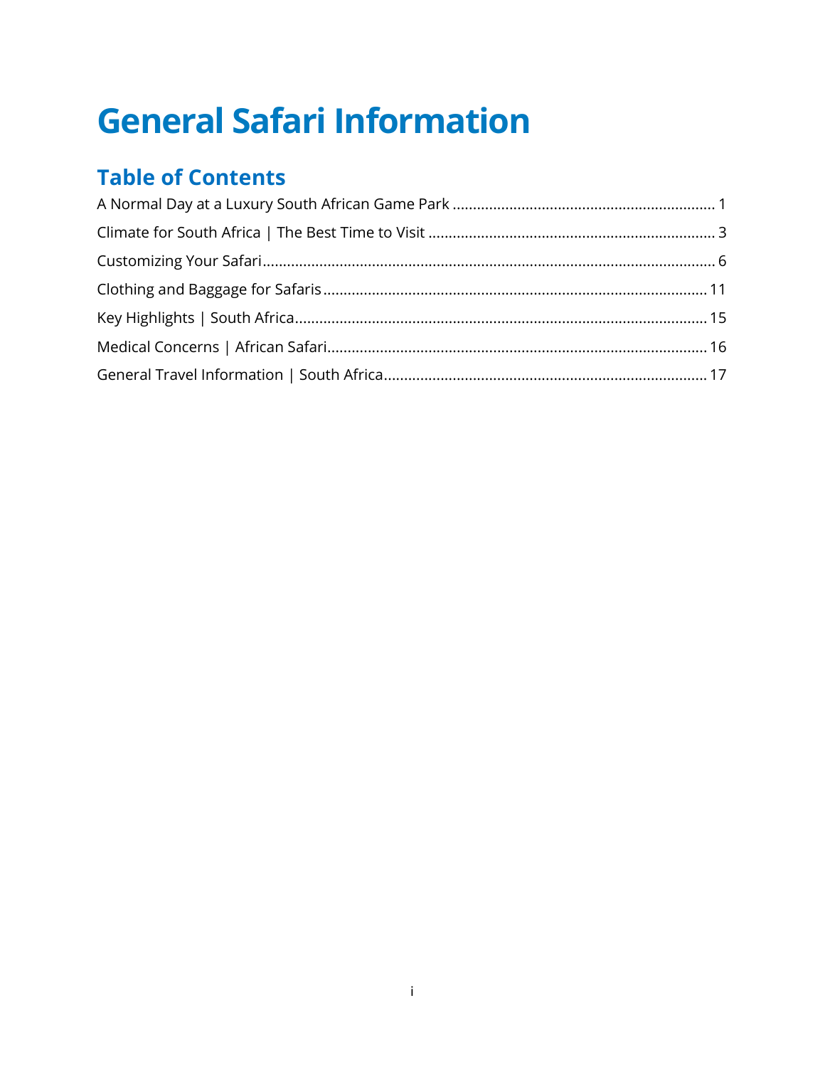# General Safari Information

## Table of Contents

A Normal Day at a Luxury South African Game Park ........ 1

Climate for South Africa | The Best Time to Visit ........ 3

Customizing Your Safari ........ 6

Clothing and Baggage for Safaris ........ 11

Key Highlights | South Africa ........ 15

Medical Concerns | African Safari ........ 16

General Travel Information | South Africa ........ 17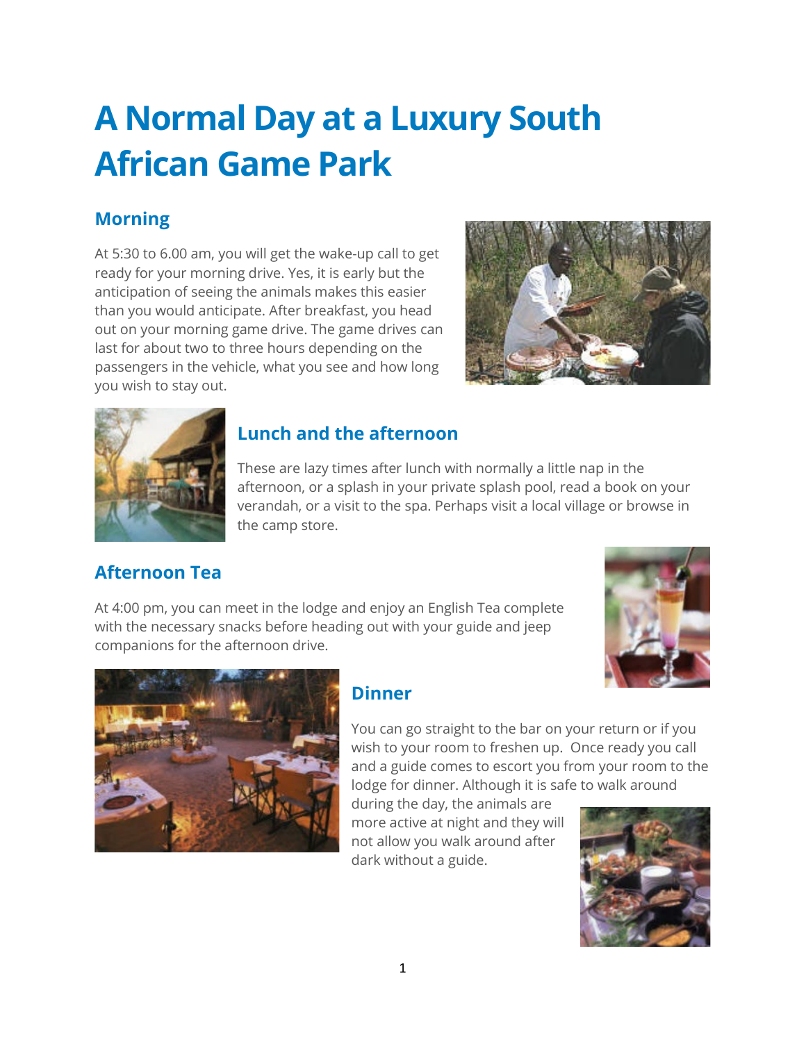# A Normal Day at a Luxury South African Game Park

## Morning

At 5:30 to 6.00 am, you will get the wake-up call to get ready for your morning drive. Yes, it is early but the anticipation of seeing the animals makes this easier than you would anticipate. After breakfast, you head out on your morning game drive. The game drives can last for about two to three hours depending on the passengers in the vehicle, what you see and how long you wish to stay out.

## Lunch and the afternoon

These are lazy times after lunch with normally a little nap in the afternoon, or a splash in your private splash pool, read a book on your verandah, or a visit to the spa. Perhaps visit a local village or browse in the camp store.

## Afternoon Tea

At 4:00 pm, you can meet in the lodge and enjoy an English Tea complete with the necessary snacks before heading out with your guide and jeep companions for the afternoon drive.

## Dinner

You can go straight to the bar on your return or if you wish to your room to freshen up. Once ready you call and a guide comes to escort you from your room to the lodge for dinner. Although it is safe to walk around during the day, the animals are more active at night and they will not allow you walk around after dark without a guide.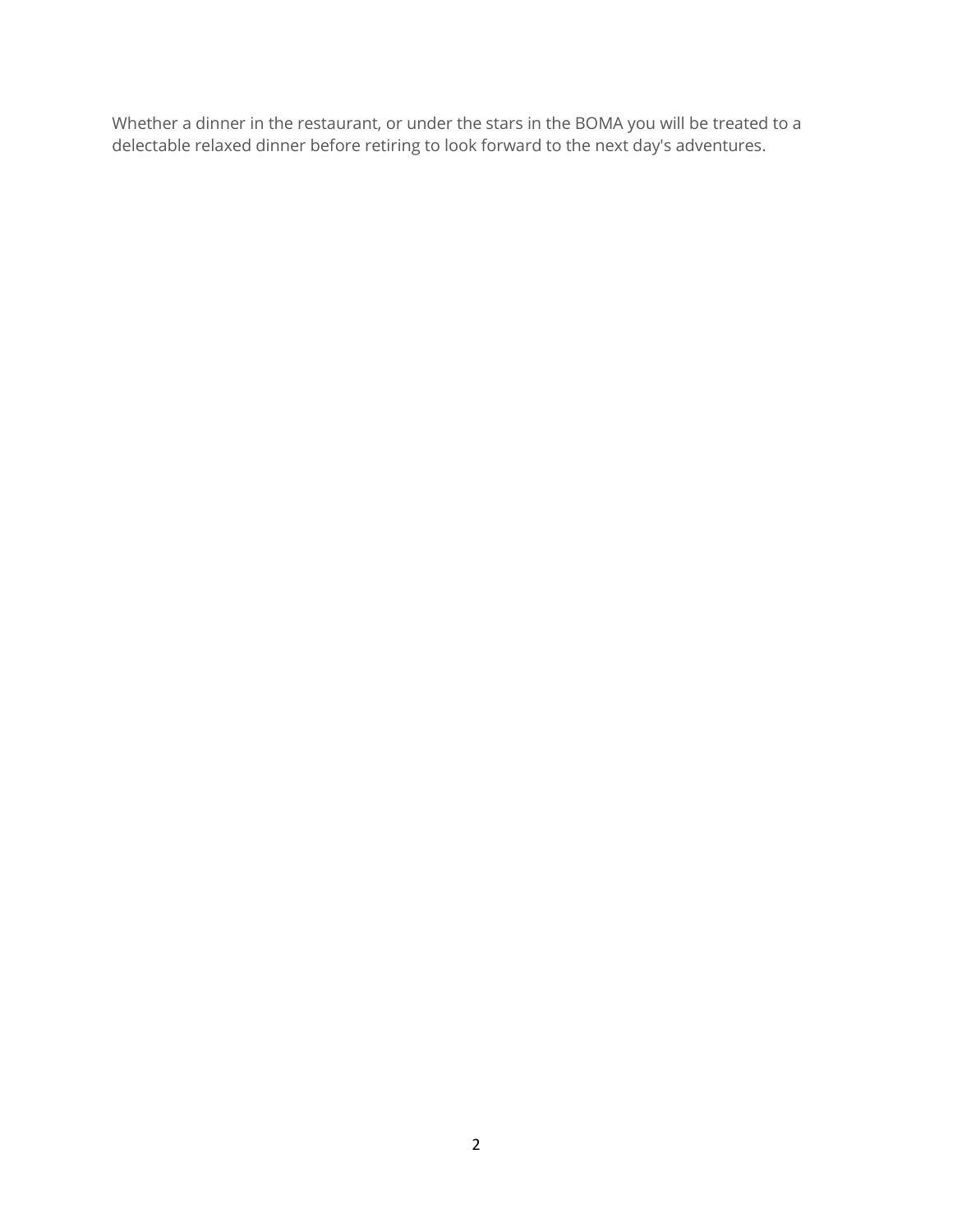Whether a dinner in the restaurant, or under the stars in the BOMA you will be treated to a delectable relaxed dinner before retiring to look forward to the next day's adventures.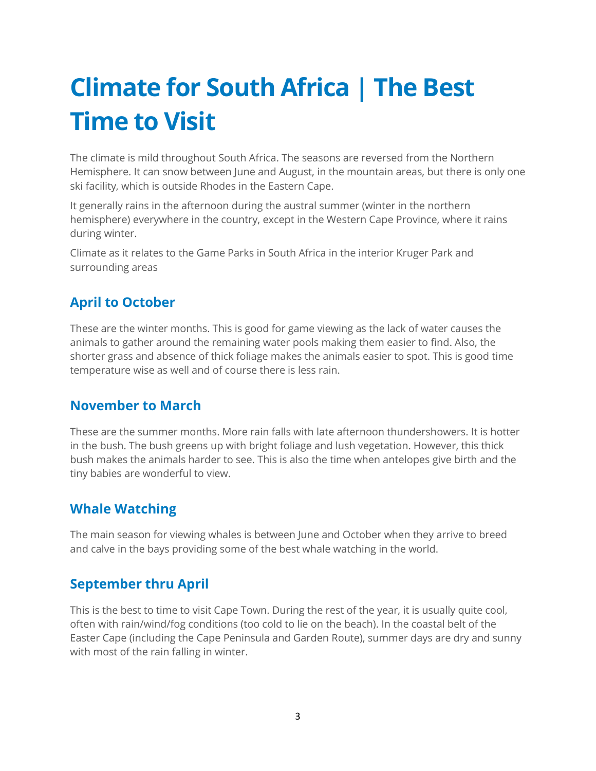# Climate for South Africa | The Best Time to Visit

The climate is mild throughout South Africa. The seasons are reversed from the Northern Hemisphere. It can snow between June and August, in the mountain areas, but there is only one ski facility, which is outside Rhodes in the Eastern Cape.

It generally rains in the afternoon during the austral summer (winter in the northern hemisphere) everywhere in the country, except in the Western Cape Province, where it rains during winter.

Climate as it relates to the Game Parks in South Africa in the interior Kruger Park and surrounding areas

## April to October

These are the winter months. This is good for game viewing as the lack of water causes the animals to gather around the remaining water pools making them easier to find. Also, the shorter grass and absence of thick foliage makes the animals easier to spot. This is good time temperature wise as well and of course there is less rain.

## November to March

These are the summer months. More rain falls with late afternoon thundershowers. It is hotter in the bush. The bush greens up with bright foliage and lush vegetation. However, this thick bush makes the animals harder to see. This is also the time when antelopes give birth and the tiny babies are wonderful to view.

## Whale Watching

The main season for viewing whales is between June and October when they arrive to breed and calve in the bays providing some of the best whale watching in the world.

## September thru April

This is the best to time to visit Cape Town. During the rest of the year, it is usually quite cool, often with rain/wind/fog conditions (too cold to lie on the beach). In the coastal belt of the Easter Cape (including the Cape Peninsula and Garden Route), summer days are dry and sunny with most of the rain falling in winter.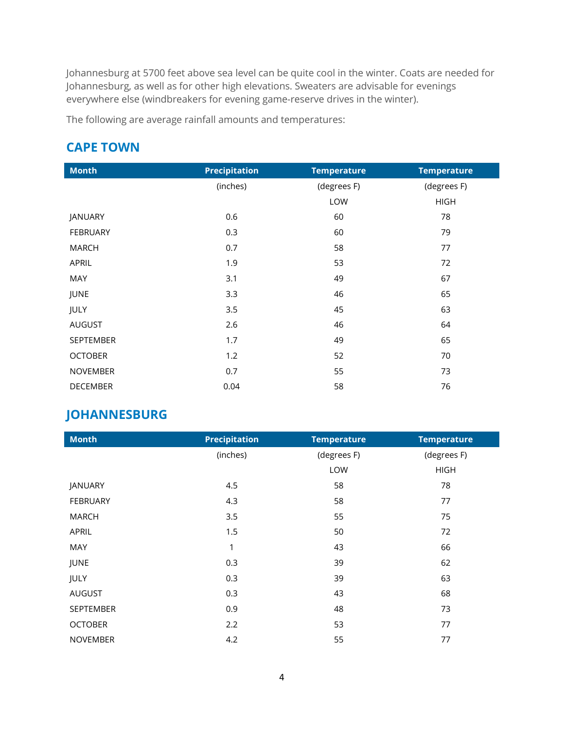Johannesburg at 5700 feet above sea level can be quite cool in the winter. Coats are needed for Johannesburg, as well as for other high elevations. Sweaters are advisable for evenings everywhere else (windbreakers for evening game-reserve drives in the winter).

The following are average rainfall amounts and temperatures:

## CAPE TOWN

| Month | Precipitation | Temperature | Temperature |
|---|---|---|---|
| | (inches) | (degrees F) | (degrees F) |
| | | LOW | HIGH |
| JANUARY | 0.6 | 60 | 78 |
| FEBRUARY | 0.3 | 60 | 79 |
| MARCH | 0.7 | 58 | 77 |
| APRIL | 1.9 | 53 | 72 |
| MAY | 3.1 | 49 | 67 |
| JUNE | 3.3 | 46 | 65 |
| JULY | 3.5 | 45 | 63 |
| AUGUST | 2.6 | 46 | 64 |
| SEPTEMBER | 1.7 | 49 | 65 |
| OCTOBER | 1.2 | 52 | 70 |
| NOVEMBER | 0.7 | 55 | 73 |
| DECEMBER | 0.04 | 58 | 76 |

## JOHANNESBURG

| Month | Precipitation | Temperature | Temperature |
|---|---|---|---|
| | (inches) | (degrees F) | (degrees F) |
| | | LOW | HIGH |
| JANUARY | 4.5 | 58 | 78 |
| FEBRUARY | 4.3 | 58 | 77 |
| MARCH | 3.5 | 55 | 75 |
| APRIL | 1.5 | 50 | 72 |
| MAY | 1 | 43 | 66 |
| JUNE | 0.3 | 39 | 62 |
| JULY | 0.3 | 39 | 63 |
| AUGUST | 0.3 | 43 | 68 |
| SEPTEMBER | 0.9 | 48 | 73 |
| OCTOBER | 2.2 | 53 | 77 |
| NOVEMBER | 4.2 | 55 | 77 |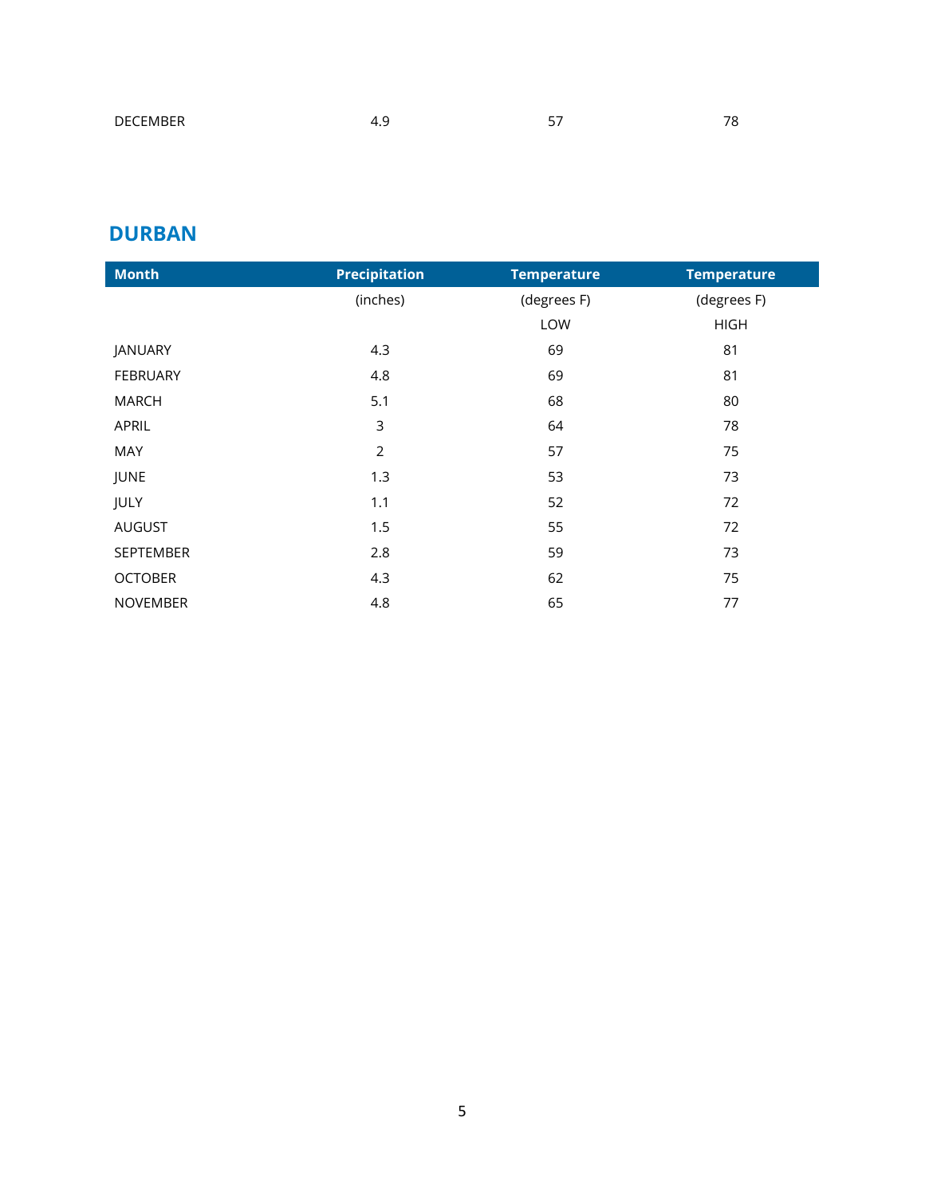| DECEMBER | 4.9 | 57 | 78 |
|---|---|---|---|

## DURBAN

| Month | Precipitation | Temperature | Temperature |
|---|---|---|---|
| | (inches) | (degrees F) | (degrees F) |
| | | LOW | HIGH |
| JANUARY | 4.3 | 69 | 81 |
| FEBRUARY | 4.8 | 69 | 81 |
| MARCH | 5.1 | 68 | 80 |
| APRIL | 3 | 64 | 78 |
| MAY | 2 | 57 | 75 |
| JUNE | 1.3 | 53 | 73 |
| JULY | 1.1 | 52 | 72 |
| AUGUST | 1.5 | 55 | 72 |
| SEPTEMBER | 2.8 | 59 | 73 |
| OCTOBER | 4.3 | 62 | 75 |
| NOVEMBER | 4.8 | 65 | 77 |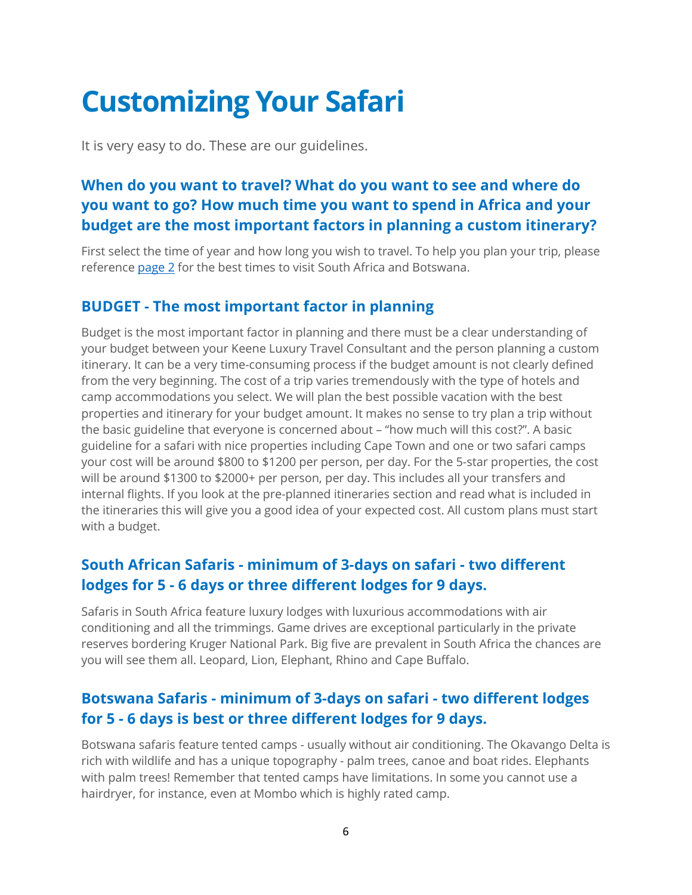# Customizing Your Safari

It is very easy to do. These are our guidelines.

### When do you want to travel? What do you want to see and where do you want to go? How much time you want to spend in Africa and your budget are the most important factors in planning a custom itinerary?

First select the time of year and how long you wish to travel. To help you plan your trip, please reference page 2 for the best times to visit South Africa and Botswana.

### BUDGET - The most important factor in planning

Budget is the most important factor in planning and there must be a clear understanding of your budget between your Keene Luxury Travel Consultant and the person planning a custom itinerary. It can be a very time-consuming process if the budget amount is not clearly defined from the very beginning. The cost of a trip varies tremendously with the type of hotels and camp accommodations you select. We will plan the best possible vacation with the best properties and itinerary for your budget amount. It makes no sense to try plan a trip without the basic guideline that everyone is concerned about – "how much will this cost?". A basic guideline for a safari with nice properties including Cape Town and one or two safari camps your cost will be around $800 to $1200 per person, per day. For the 5-star properties, the cost will be around $1300 to $2000+ per person, per day. This includes all your transfers and internal flights. If you look at the pre-planned itineraries section and read what is included in the itineraries this will give you a good idea of your expected cost. All custom plans must start with a budget.

### South African Safaris - minimum of 3-days on safari - two different lodges for 5 - 6 days or three different lodges for 9 days.

Safaris in South Africa feature luxury lodges with luxurious accommodations with air conditioning and all the trimmings. Game drives are exceptional particularly in the private reserves bordering Kruger National Park. Big five are prevalent in South Africa the chances are you will see them all. Leopard, Lion, Elephant, Rhino and Cape Buffalo.

### Botswana Safaris - minimum of 3-days on safari - two different lodges for 5 - 6 days is best or three different lodges for 9 days.

Botswana safaris feature tented camps - usually without air conditioning. The Okavango Delta is rich with wildlife and has a unique topography - palm trees, canoe and boat rides. Elephants with palm trees! Remember that tented camps have limitations. In some you cannot use a hairdryer, for instance, even at Mombo which is highly rated camp.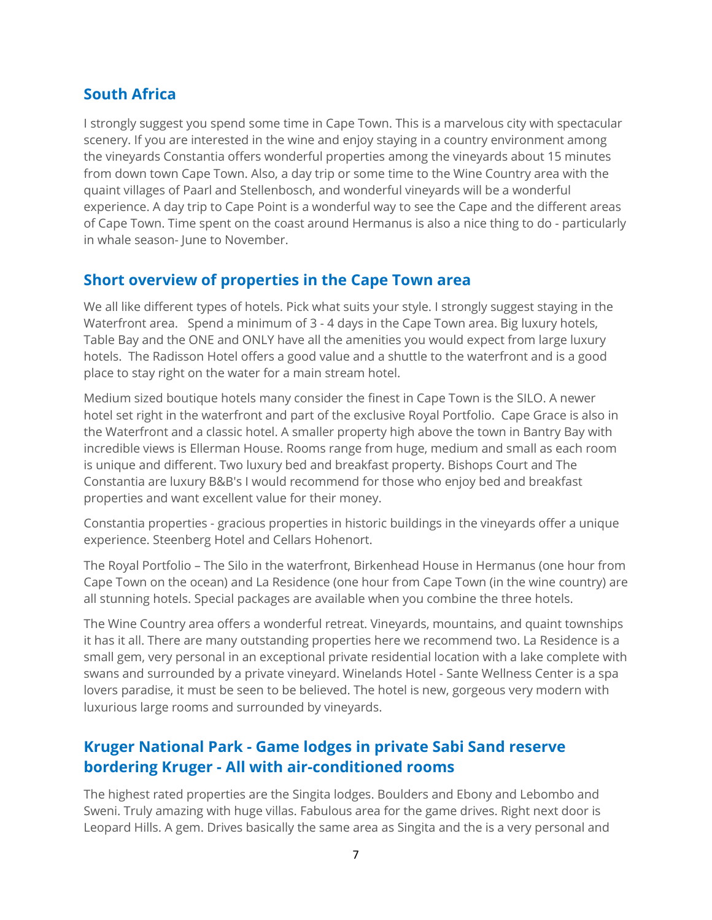## South Africa

I strongly suggest you spend some time in Cape Town. This is a marvelous city with spectacular scenery. If you are interested in the wine and enjoy staying in a country environment among the vineyards Constantia offers wonderful properties among the vineyards about 15 minutes from down town Cape Town. Also, a day trip or some time to the Wine Country area with the quaint villages of Paarl and Stellenbosch, and wonderful vineyards will be a wonderful experience. A day trip to Cape Point is a wonderful way to see the Cape and the different areas of Cape Town. Time spent on the coast around Hermanus is also a nice thing to do - particularly in whale season- June to November.

## Short overview of properties in the Cape Town area

We all like different types of hotels. Pick what suits your style. I strongly suggest staying in the Waterfront area.   Spend a minimum of 3 - 4 days in the Cape Town area. Big luxury hotels, Table Bay and the ONE and ONLY have all the amenities you would expect from large luxury hotels.  The Radisson Hotel offers a good value and a shuttle to the waterfront and is a good place to stay right on the water for a main stream hotel.

Medium sized boutique hotels many consider the finest in Cape Town is the SILO. A newer hotel set right in the waterfront and part of the exclusive Royal Portfolio.  Cape Grace is also in the Waterfront and a classic hotel. A smaller property high above the town in Bantry Bay with incredible views is Ellerman House. Rooms range from huge, medium and small as each room is unique and different. Two luxury bed and breakfast property. Bishops Court and The Constantia are luxury B&B's I would recommend for those who enjoy bed and breakfast properties and want excellent value for their money.

Constantia properties - gracious properties in historic buildings in the vineyards offer a unique experience. Steenberg Hotel and Cellars Hohenort.

The Royal Portfolio – The Silo in the waterfront, Birkenhead House in Hermanus (one hour from Cape Town on the ocean) and La Residence (one hour from Cape Town (in the wine country) are all stunning hotels. Special packages are available when you combine the three hotels.

The Wine Country area offers a wonderful retreat. Vineyards, mountains, and quaint townships it has it all. There are many outstanding properties here we recommend two. La Residence is a small gem, very personal in an exceptional private residential location with a lake complete with swans and surrounded by a private vineyard. Winelands Hotel - Sante Wellness Center is a spa lovers paradise, it must be seen to be believed. The hotel is new, gorgeous very modern with luxurious large rooms and surrounded by vineyards.

## Kruger National Park - Game lodges in private Sabi Sand reserve bordering Kruger - All with air-conditioned rooms

The highest rated properties are the Singita lodges. Boulders and Ebony and Lebombo and Sweni. Truly amazing with huge villas. Fabulous area for the game drives. Right next door is Leopard Hills. A gem. Drives basically the same area as Singita and the is a very personal and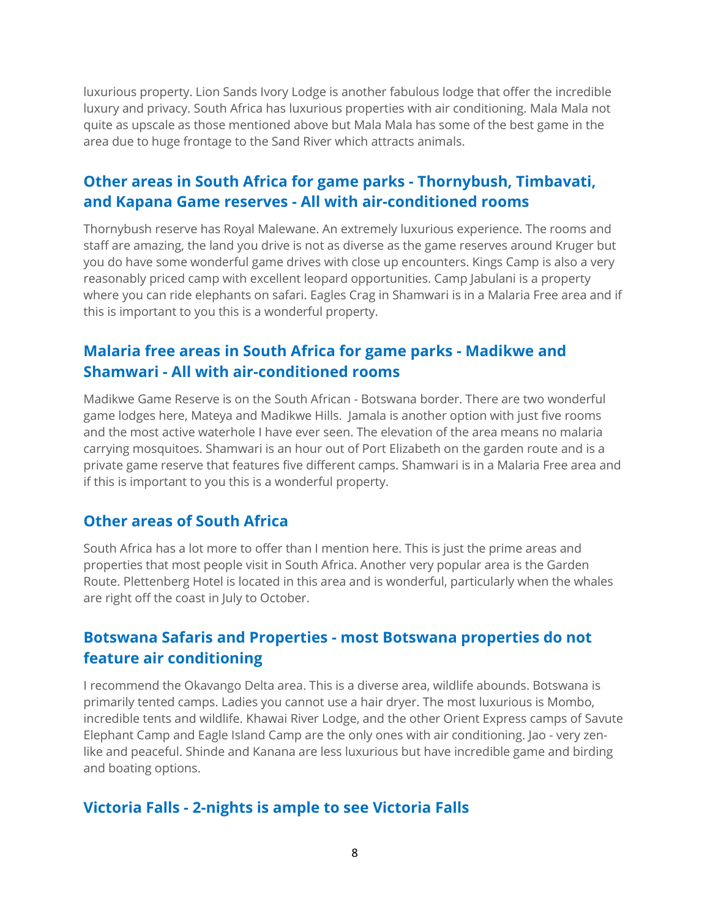luxurious property. Lion Sands Ivory Lodge is another fabulous lodge that offer the incredible luxury and privacy. South Africa has luxurious properties with air conditioning. Mala Mala not quite as upscale as those mentioned above but Mala Mala has some of the best game in the area due to huge frontage to the Sand River which attracts animals.

## Other areas in South Africa for game parks - Thornybush, Timbavati, and Kapana Game reserves - All with air-conditioned rooms

Thornybush reserve has Royal Malewane. An extremely luxurious experience. The rooms and staff are amazing, the land you drive is not as diverse as the game reserves around Kruger but you do have some wonderful game drives with close up encounters. Kings Camp is also a very reasonably priced camp with excellent leopard opportunities. Camp Jabulani is a property where you can ride elephants on safari. Eagles Crag in Shamwari is in a Malaria Free area and if this is important to you this is a wonderful property.

## Malaria free areas in South Africa for game parks - Madikwe and Shamwari - All with air-conditioned rooms

Madikwe Game Reserve is on the South African - Botswana border. There are two wonderful game lodges here, Mateya and Madikwe Hills.  Jamala is another option with just five rooms and the most active waterhole I have ever seen. The elevation of the area means no malaria carrying mosquitoes. Shamwari is an hour out of Port Elizabeth on the garden route and is a private game reserve that features five different camps. Shamwari is in a Malaria Free area and if this is important to you this is a wonderful property.

## Other areas of South Africa

South Africa has a lot more to offer than I mention here. This is just the prime areas and properties that most people visit in South Africa. Another very popular area is the Garden Route. Plettenberg Hotel is located in this area and is wonderful, particularly when the whales are right off the coast in July to October.

## Botswana Safaris and Properties - most Botswana properties do not feature air conditioning

I recommend the Okavango Delta area. This is a diverse area, wildlife abounds. Botswana is primarily tented camps. Ladies you cannot use a hair dryer. The most luxurious is Mombo, incredible tents and wildlife. Khawai River Lodge, and the other Orient Express camps of Savute Elephant Camp and Eagle Island Camp are the only ones with air conditioning. Jao - very zen-like and peaceful. Shinde and Kanana are less luxurious but have incredible game and birding and boating options.

## Victoria Falls - 2-nights is ample to see Victoria Falls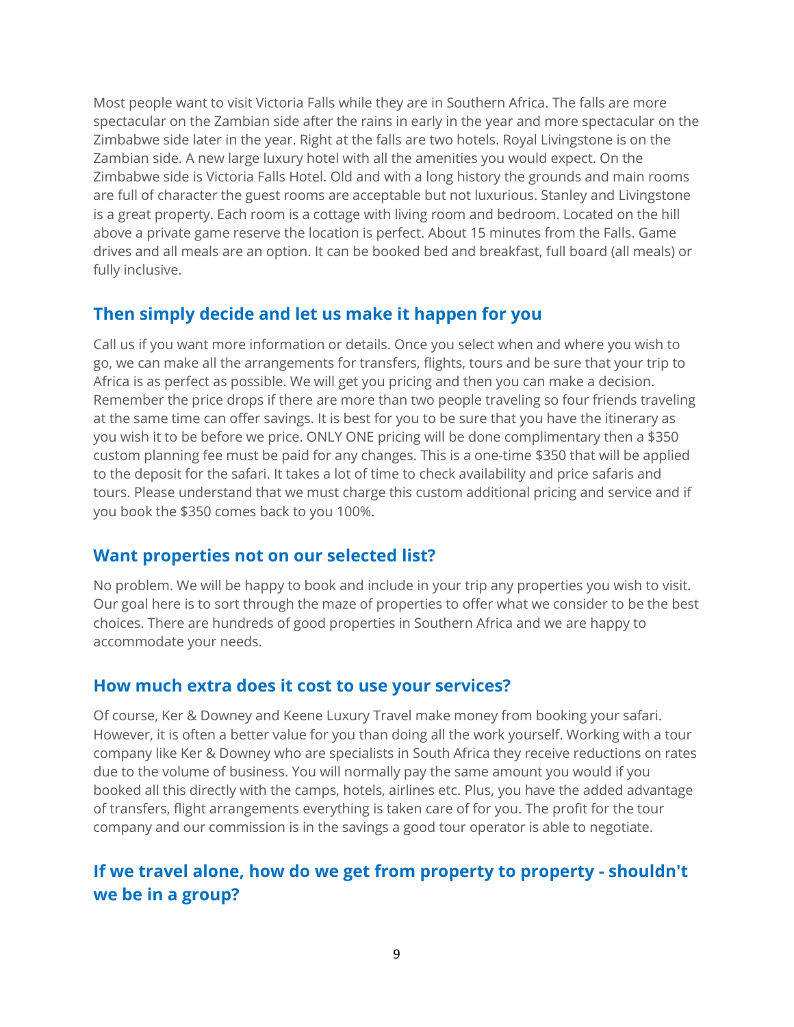Most people want to visit Victoria Falls while they are in Southern Africa. The falls are more spectacular on the Zambian side after the rains in early in the year and more spectacular on the Zimbabwe side later in the year. Right at the falls are two hotels. Royal Livingstone is on the Zambian side. A new large luxury hotel with all the amenities you would expect. On the Zimbabwe side is Victoria Falls Hotel. Old and with a long history the grounds and main rooms are full of character the guest rooms are acceptable but not luxurious. Stanley and Livingstone is a great property. Each room is a cottage with living room and bedroom. Located on the hill above a private game reserve the location is perfect. About 15 minutes from the Falls. Game drives and all meals are an option. It can be booked bed and breakfast, full board (all meals) or fully inclusive.

## Then simply decide and let us make it happen for you

Call us if you want more information or details. Once you select when and where you wish to go, we can make all the arrangements for transfers, flights, tours and be sure that your trip to Africa is as perfect as possible. We will get you pricing and then you can make a decision. Remember the price drops if there are more than two people traveling so four friends traveling at the same time can offer savings. It is best for you to be sure that you have the itinerary as you wish it to be before we price. ONLY ONE pricing will be done complimentary then a $350 custom planning fee must be paid for any changes. This is a one-time $350 that will be applied to the deposit for the safari. It takes a lot of time to check availability and price safaris and tours. Please understand that we must charge this custom additional pricing and service and if you book the $350 comes back to you 100%.

## Want properties not on our selected list?

No problem. We will be happy to book and include in your trip any properties you wish to visit. Our goal here is to sort through the maze of properties to offer what we consider to be the best choices. There are hundreds of good properties in Southern Africa and we are happy to accommodate your needs.

## How much extra does it cost to use your services?

Of course, Ker & Downey and Keene Luxury Travel make money from booking your safari. However, it is often a better value for you than doing all the work yourself. Working with a tour company like Ker & Downey who are specialists in South Africa they receive reductions on rates due to the volume of business. You will normally pay the same amount you would if you booked all this directly with the camps, hotels, airlines etc. Plus, you have the added advantage of transfers, flight arrangements everything is taken care of for you. The profit for the tour company and our commission is in the savings a good tour operator is able to negotiate.

## If we travel alone, how do we get from property to property - shouldn't we be in a group?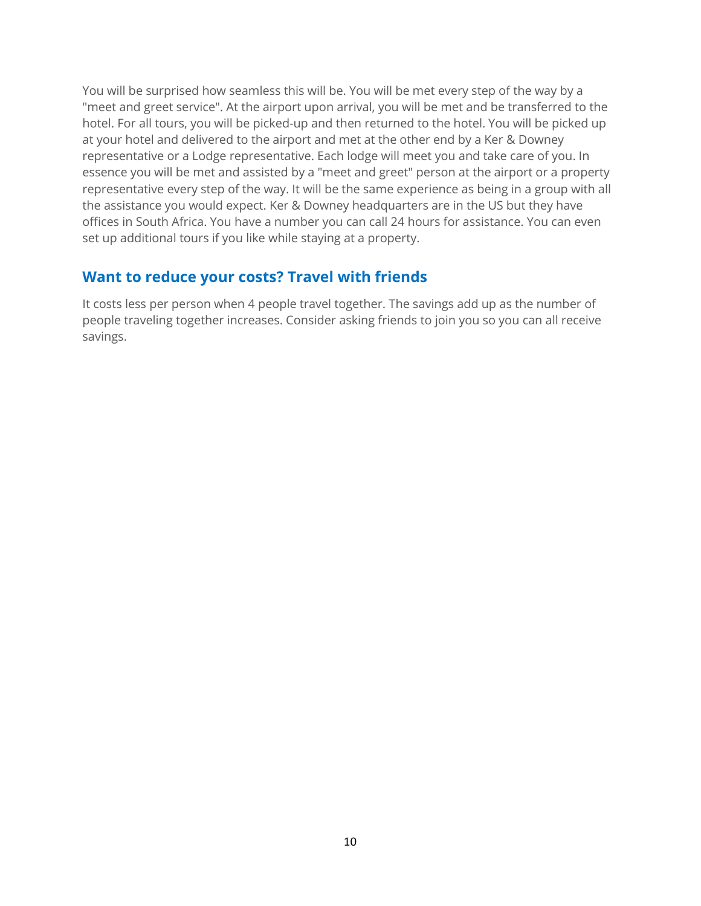You will be surprised how seamless this will be. You will be met every step of the way by a "meet and greet service". At the airport upon arrival, you will be met and be transferred to the hotel. For all tours, you will be picked-up and then returned to the hotel. You will be picked up at your hotel and delivered to the airport and met at the other end by a Ker & Downey representative or a Lodge representative. Each lodge will meet you and take care of you. In essence you will be met and assisted by a "meet and greet" person at the airport or a property representative every step of the way. It will be the same experience as being in a group with all the assistance you would expect. Ker & Downey headquarters are in the US but they have offices in South Africa. You have a number you can call 24 hours for assistance. You can even set up additional tours if you like while staying at a property.

## Want to reduce your costs? Travel with friends

It costs less per person when 4 people travel together. The savings add up as the number of people traveling together increases. Consider asking friends to join you so you can all receive savings.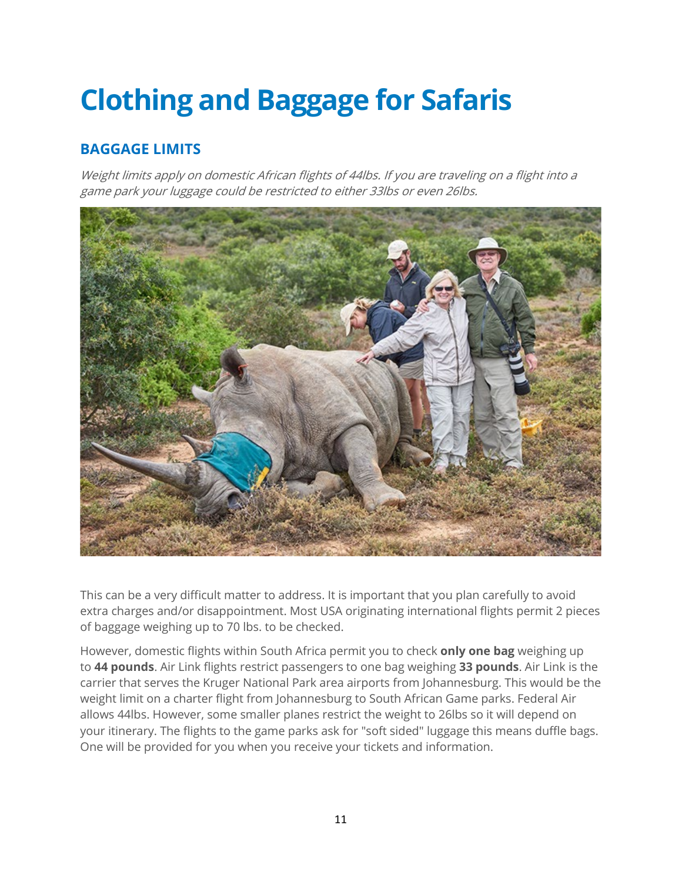# Clothing and Baggage for Safaris

## BAGGAGE LIMITS

*Weight limits apply on domestic African flights of 44lbs. If you are traveling on a flight into a game park your luggage could be restricted to either 33lbs or even 26lbs.*

This can be a very difficult matter to address. It is important that you plan carefully to avoid extra charges and/or disappointment. Most USA originating international flights permit 2 pieces of baggage weighing up to 70 lbs. to be checked.

However, domestic flights within South Africa permit you to check **only one bag** weighing up to **44 pounds**. Air Link flights restrict passengers to one bag weighing **33 pounds**. Air Link is the carrier that serves the Kruger National Park area airports from Johannesburg. This would be the weight limit on a charter flight from Johannesburg to South African Game parks. Federal Air allows 44lbs. However, some smaller planes restrict the weight to 26lbs so it will depend on your itinerary. The flights to the game parks ask for "soft sided" luggage this means duffle bags. One will be provided for you when you receive your tickets and information.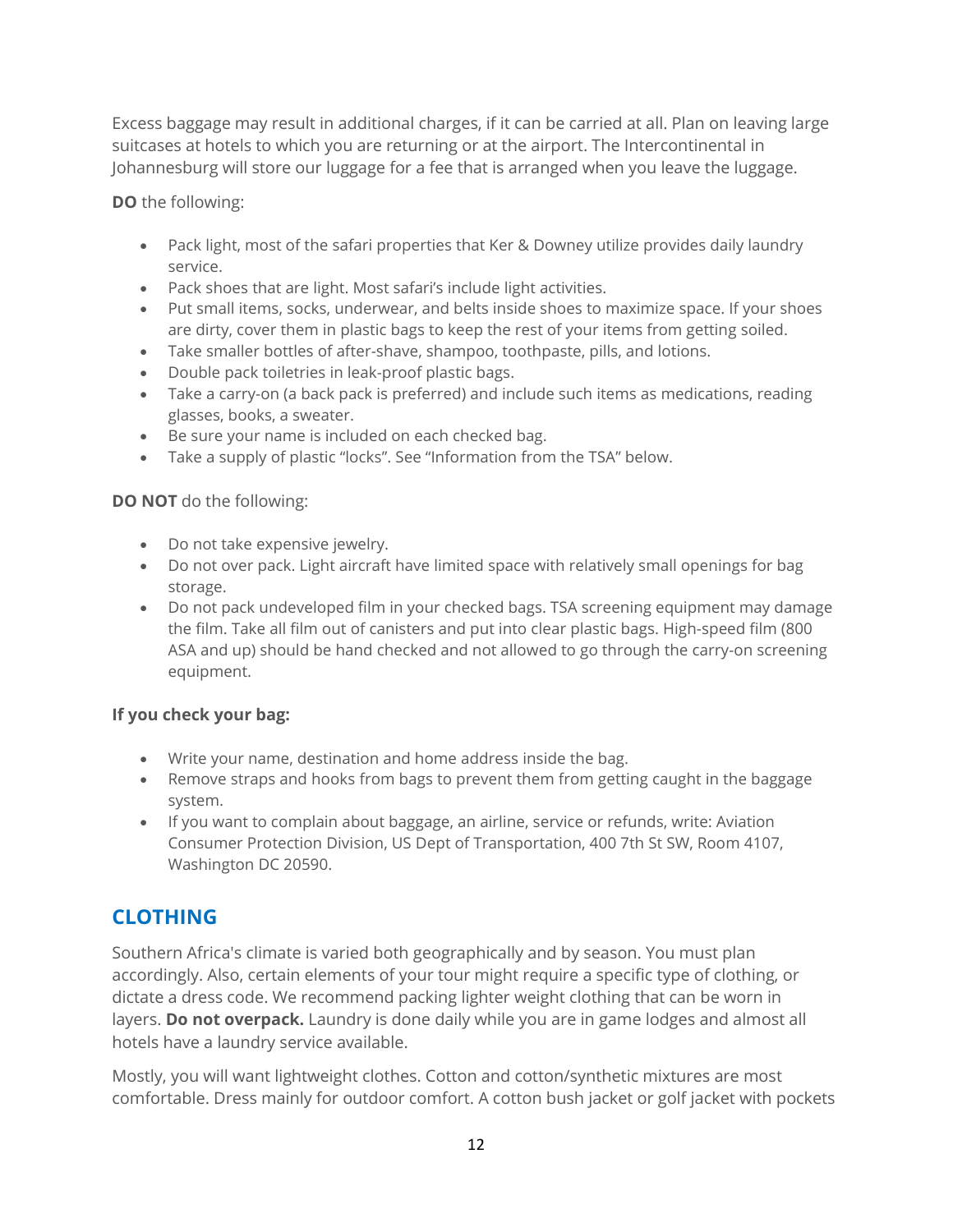Excess baggage may result in additional charges, if it can be carried at all. Plan on leaving large suitcases at hotels to which you are returning or at the airport. The Intercontinental in Johannesburg will store our luggage for a fee that is arranged when you leave the luggage.

**DO** the following:

- Pack light, most of the safari properties that Ker & Downey utilize provides daily laundry service.
- Pack shoes that are light. Most safari's include light activities.
- Put small items, socks, underwear, and belts inside shoes to maximize space. If your shoes are dirty, cover them in plastic bags to keep the rest of your items from getting soiled.
- Take smaller bottles of after-shave, shampoo, toothpaste, pills, and lotions.
- Double pack toiletries in leak-proof plastic bags.
- Take a carry-on (a back pack is preferred) and include such items as medications, reading glasses, books, a sweater.
- Be sure your name is included on each checked bag.
- Take a supply of plastic "locks". See "Information from the TSA" below.

**DO NOT** do the following:

- Do not take expensive jewelry.
- Do not over pack. Light aircraft have limited space with relatively small openings for bag storage.
- Do not pack undeveloped film in your checked bags. TSA screening equipment may damage the film. Take all film out of canisters and put into clear plastic bags. High-speed film (800 ASA and up) should be hand checked and not allowed to go through the carry-on screening equipment.

**If you check your bag:**

- Write your name, destination and home address inside the bag.
- Remove straps and hooks from bags to prevent them from getting caught in the baggage system.
- If you want to complain about baggage, an airline, service or refunds, write: Aviation Consumer Protection Division, US Dept of Transportation, 400 7th St SW, Room 4107, Washington DC 20590.

## CLOTHING

Southern Africa's climate is varied both geographically and by season. You must plan accordingly. Also, certain elements of your tour might require a specific type of clothing, or dictate a dress code. We recommend packing lighter weight clothing that can be worn in layers. **Do not overpack.** Laundry is done daily while you are in game lodges and almost all hotels have a laundry service available.

Mostly, you will want lightweight clothes. Cotton and cotton/synthetic mixtures are most comfortable. Dress mainly for outdoor comfort. A cotton bush jacket or golf jacket with pockets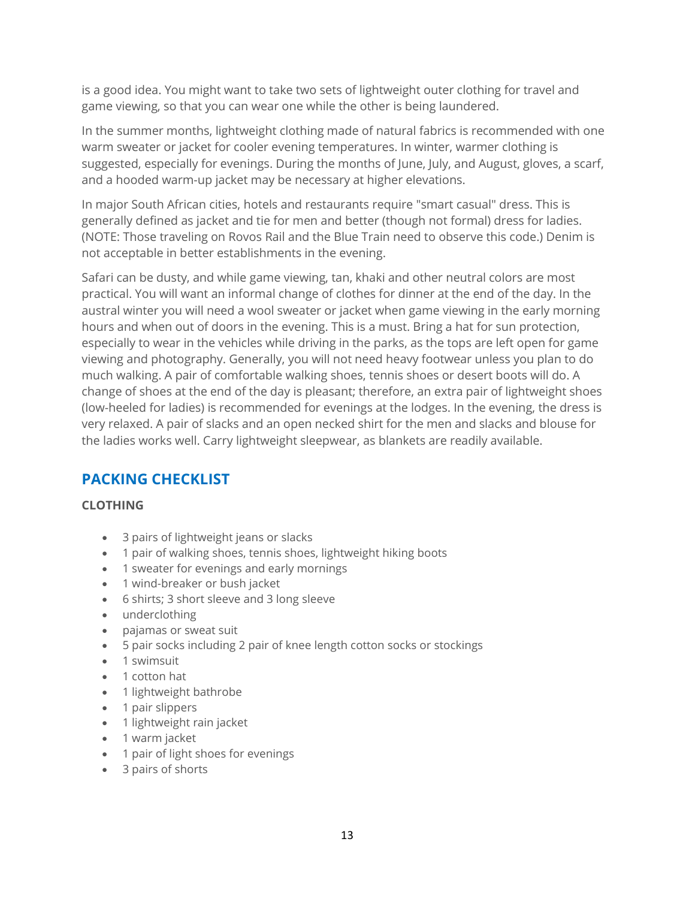is a good idea. You might want to take two sets of lightweight outer clothing for travel and game viewing, so that you can wear one while the other is being laundered.

In the summer months, lightweight clothing made of natural fabrics is recommended with one warm sweater or jacket for cooler evening temperatures. In winter, warmer clothing is suggested, especially for evenings. During the months of June, July, and August, gloves, a scarf, and a hooded warm-up jacket may be necessary at higher elevations.

In major South African cities, hotels and restaurants require "smart casual" dress. This is generally defined as jacket and tie for men and better (though not formal) dress for ladies. (NOTE: Those traveling on Rovos Rail and the Blue Train need to observe this code.) Denim is not acceptable in better establishments in the evening.

Safari can be dusty, and while game viewing, tan, khaki and other neutral colors are most practical. You will want an informal change of clothes for dinner at the end of the day. In the austral winter you will need a wool sweater or jacket when game viewing in the early morning hours and when out of doors in the evening. This is a must. Bring a hat for sun protection, especially to wear in the vehicles while driving in the parks, as the tops are left open for game viewing and photography. Generally, you will not need heavy footwear unless you plan to do much walking. A pair of comfortable walking shoes, tennis shoes or desert boots will do. A change of shoes at the end of the day is pleasant; therefore, an extra pair of lightweight shoes (low-heeled for ladies) is recommended for evenings at the lodges. In the evening, the dress is very relaxed. A pair of slacks and an open necked shirt for the men and slacks and blouse for the ladies works well. Carry lightweight sleepwear, as blankets are readily available.

## PACKING CHECKLIST

### CLOTHING

- 3 pairs of lightweight jeans or slacks
- 1 pair of walking shoes, tennis shoes, lightweight hiking boots
- 1 sweater for evenings and early mornings
- 1 wind-breaker or bush jacket
- 6 shirts; 3 short sleeve and 3 long sleeve
- underclothing
- pajamas or sweat suit
- 5 pair socks including 2 pair of knee length cotton socks or stockings
- 1 swimsuit
- 1 cotton hat
- 1 lightweight bathrobe
- 1 pair slippers
- 1 lightweight rain jacket
- 1 warm jacket
- 1 pair of light shoes for evenings
- 3 pairs of shorts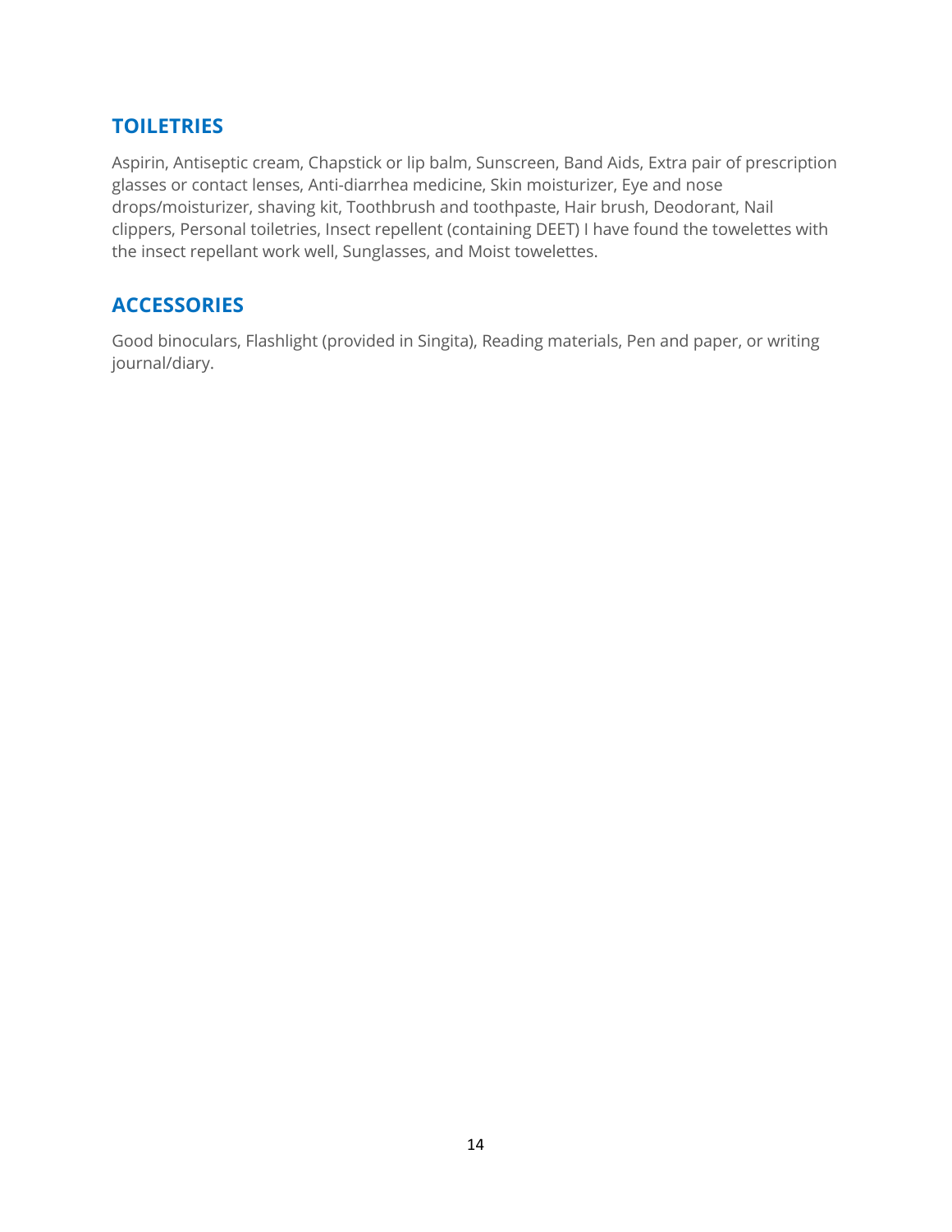## TOILETRIES

Aspirin, Antiseptic cream, Chapstick or lip balm, Sunscreen, Band Aids, Extra pair of prescription glasses or contact lenses, Anti-diarrhea medicine, Skin moisturizer, Eye and nose drops/moisturizer, shaving kit, Toothbrush and toothpaste, Hair brush, Deodorant, Nail clippers, Personal toiletries, Insect repellent (containing DEET) I have found the towelettes with the insect repellant work well, Sunglasses, and Moist towelettes.

## ACCESSORIES

Good binoculars, Flashlight (provided in Singita), Reading materials, Pen and paper, or writing journal/diary.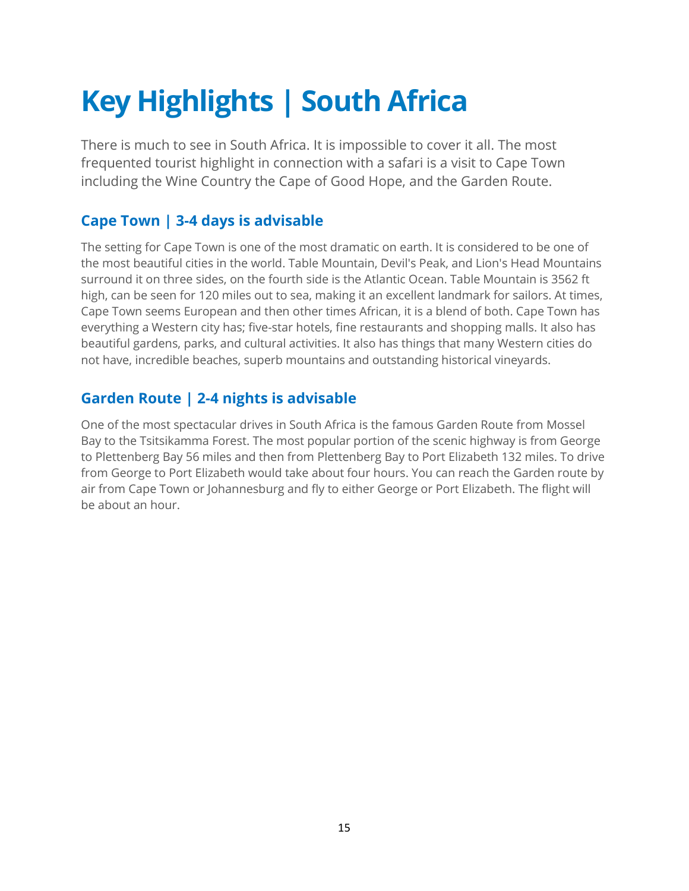# Key Highlights | South Africa

There is much to see in South Africa. It is impossible to cover it all. The most frequented tourist highlight in connection with a safari is a visit to Cape Town including the Wine Country the Cape of Good Hope, and the Garden Route.

## Cape Town | 3-4 days is advisable

The setting for Cape Town is one of the most dramatic on earth. It is considered to be one of the most beautiful cities in the world. Table Mountain, Devil's Peak, and Lion's Head Mountains surround it on three sides, on the fourth side is the Atlantic Ocean. Table Mountain is 3562 ft high, can be seen for 120 miles out to sea, making it an excellent landmark for sailors. At times, Cape Town seems European and then other times African, it is a blend of both. Cape Town has everything a Western city has; five-star hotels, fine restaurants and shopping malls. It also has beautiful gardens, parks, and cultural activities. It also has things that many Western cities do not have, incredible beaches, superb mountains and outstanding historical vineyards.

## Garden Route | 2-4 nights is advisable

One of the most spectacular drives in South Africa is the famous Garden Route from Mossel Bay to the Tsitsikamma Forest. The most popular portion of the scenic highway is from George to Plettenberg Bay 56 miles and then from Plettenberg Bay to Port Elizabeth 132 miles. To drive from George to Port Elizabeth would take about four hours. You can reach the Garden route by air from Cape Town or Johannesburg and fly to either George or Port Elizabeth. The flight will be about an hour.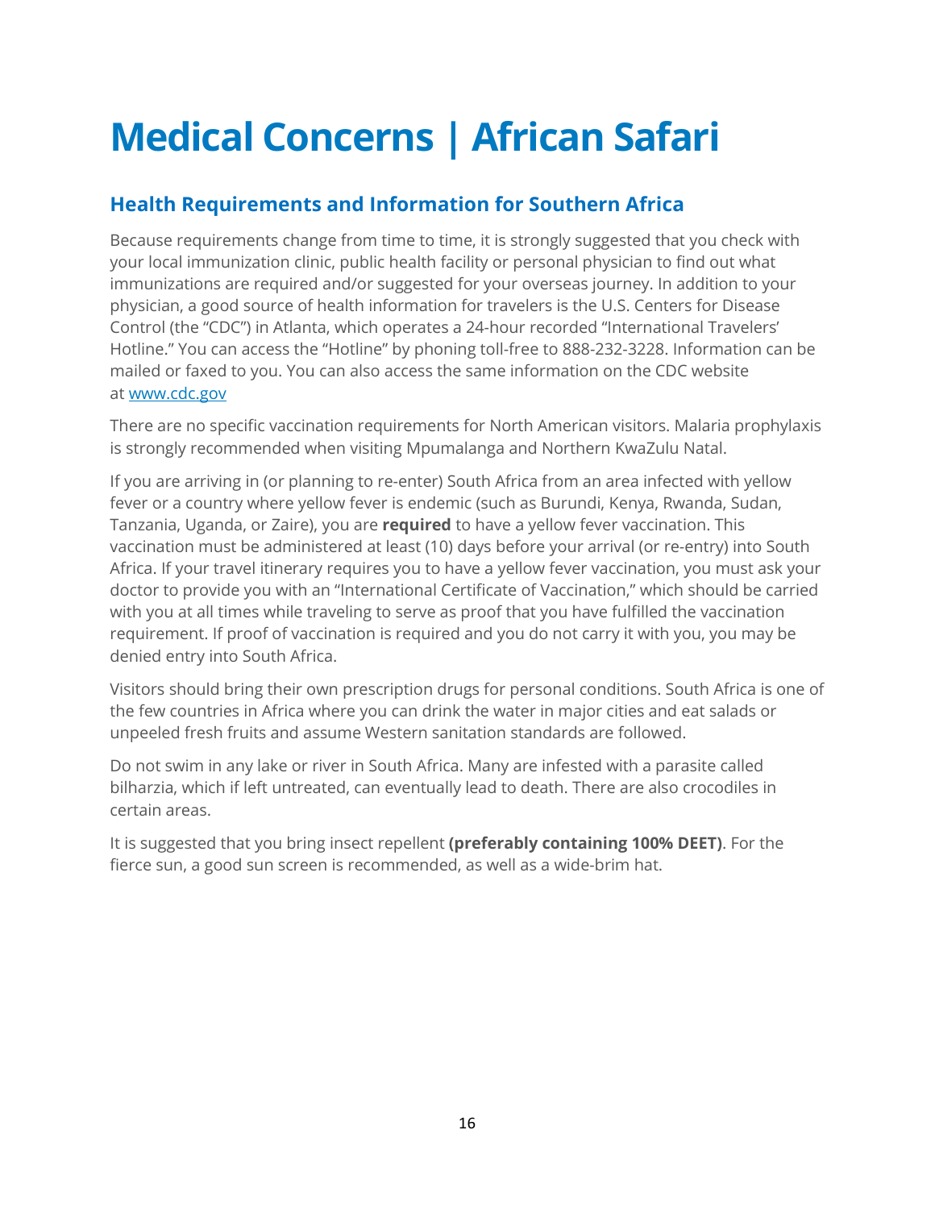# Medical Concerns | African Safari

## Health Requirements and Information for Southern Africa

Because requirements change from time to time, it is strongly suggested that you check with your local immunization clinic, public health facility or personal physician to find out what immunizations are required and/or suggested for your overseas journey. In addition to your physician, a good source of health information for travelers is the U.S. Centers for Disease Control (the "CDC") in Atlanta, which operates a 24-hour recorded "International Travelers' Hotline." You can access the "Hotline" by phoning toll-free to 888-232-3228. Information can be mailed or faxed to you. You can also access the same information on the CDC website at [www.cdc.gov](http://www.cdc.gov)

There are no specific vaccination requirements for North American visitors. Malaria prophylaxis is strongly recommended when visiting Mpumalanga and Northern KwaZulu Natal.

If you are arriving in (or planning to re-enter) South Africa from an area infected with yellow fever or a country where yellow fever is endemic (such as Burundi, Kenya, Rwanda, Sudan, Tanzania, Uganda, or Zaire), you are **required** to have a yellow fever vaccination. This vaccination must be administered at least (10) days before your arrival (or re-entry) into South Africa. If your travel itinerary requires you to have a yellow fever vaccination, you must ask your doctor to provide you with an "International Certificate of Vaccination," which should be carried with you at all times while traveling to serve as proof that you have fulfilled the vaccination requirement. If proof of vaccination is required and you do not carry it with you, you may be denied entry into South Africa.

Visitors should bring their own prescription drugs for personal conditions. South Africa is one of the few countries in Africa where you can drink the water in major cities and eat salads or unpeeled fresh fruits and assume Western sanitation standards are followed.

Do not swim in any lake or river in South Africa. Many are infested with a parasite called bilharzia, which if left untreated, can eventually lead to death. There are also crocodiles in certain areas.

It is suggested that you bring insect repellent **(preferably containing 100% DEET)**. For the fierce sun, a good sun screen is recommended, as well as a wide-brim hat.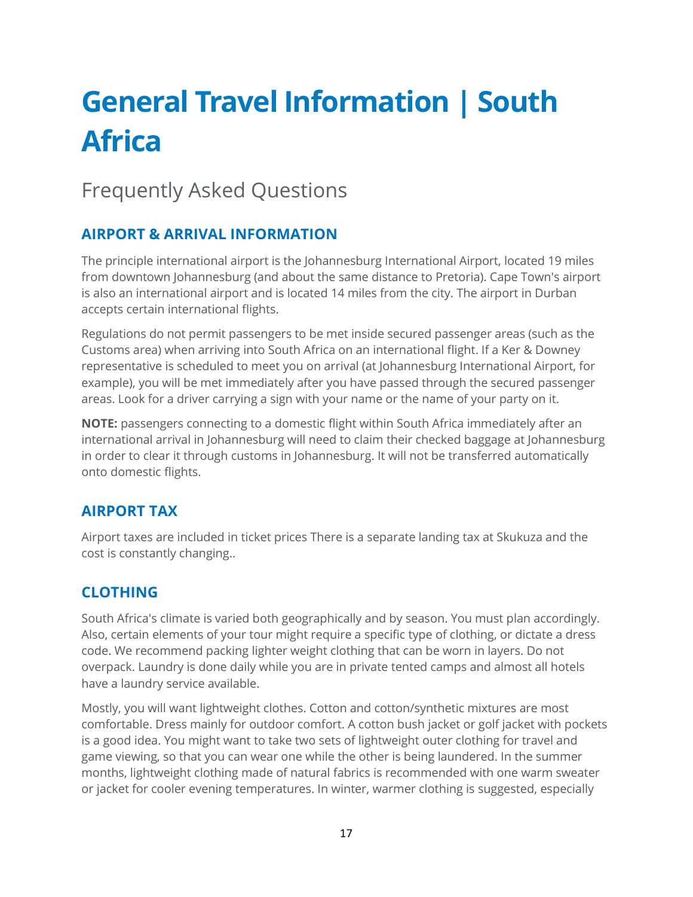# General Travel Information | South Africa

## Frequently Asked Questions

### AIRPORT & ARRIVAL INFORMATION

The principle international airport is the Johannesburg International Airport, located 19 miles from downtown Johannesburg (and about the same distance to Pretoria). Cape Town's airport is also an international airport and is located 14 miles from the city. The airport in Durban accepts certain international flights.

Regulations do not permit passengers to be met inside secured passenger areas (such as the Customs area) when arriving into South Africa on an international flight. If a Ker & Downey representative is scheduled to meet you on arrival (at Johannesburg International Airport, for example), you will be met immediately after you have passed through the secured passenger areas. Look for a driver carrying a sign with your name or the name of your party on it.

**NOTE:** passengers connecting to a domestic flight within South Africa immediately after an international arrival in Johannesburg will need to claim their checked baggage at Johannesburg in order to clear it through customs in Johannesburg. It will not be transferred automatically onto domestic flights.

### AIRPORT TAX

Airport taxes are included in ticket prices There is a separate landing tax at Skukuza and the cost is constantly changing..

### CLOTHING

South Africa's climate is varied both geographically and by season. You must plan accordingly. Also, certain elements of your tour might require a specific type of clothing, or dictate a dress code. We recommend packing lighter weight clothing that can be worn in layers. Do not overpack. Laundry is done daily while you are in private tented camps and almost all hotels have a laundry service available.

Mostly, you will want lightweight clothes. Cotton and cotton/synthetic mixtures are most comfortable. Dress mainly for outdoor comfort. A cotton bush jacket or golf jacket with pockets is a good idea. You might want to take two sets of lightweight outer clothing for travel and game viewing, so that you can wear one while the other is being laundered. In the summer months, lightweight clothing made of natural fabrics is recommended with one warm sweater or jacket for cooler evening temperatures. In winter, warmer clothing is suggested, especially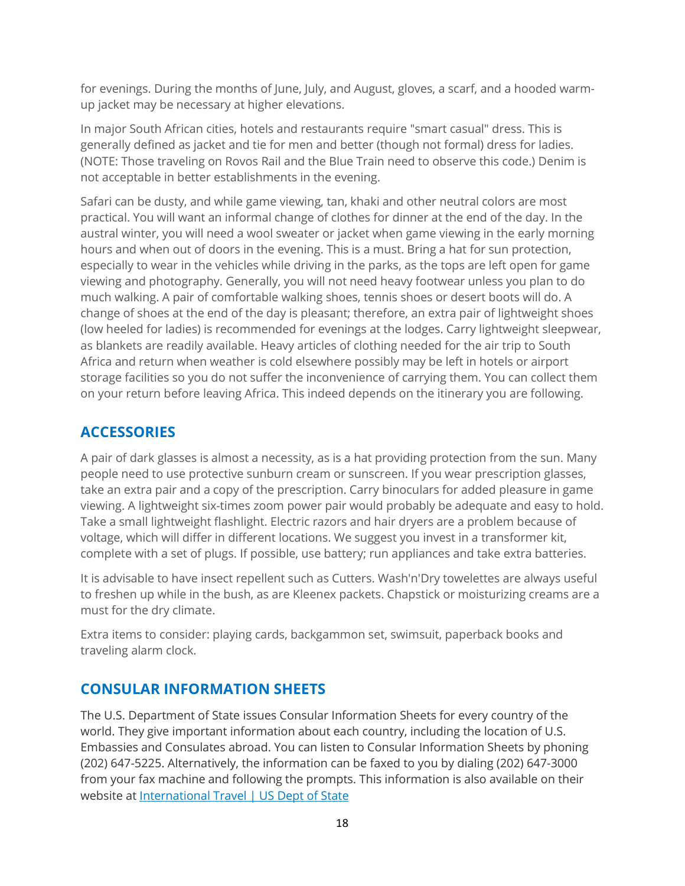for evenings. During the months of June, July, and August, gloves, a scarf, and a hooded warm-up jacket may be necessary at higher elevations.

In major South African cities, hotels and restaurants require "smart casual" dress. This is generally defined as jacket and tie for men and better (though not formal) dress for ladies. (NOTE: Those traveling on Rovos Rail and the Blue Train need to observe this code.) Denim is not acceptable in better establishments in the evening.

Safari can be dusty, and while game viewing, tan, khaki and other neutral colors are most practical. You will want an informal change of clothes for dinner at the end of the day. In the austral winter, you will need a wool sweater or jacket when game viewing in the early morning hours and when out of doors in the evening. This is a must. Bring a hat for sun protection, especially to wear in the vehicles while driving in the parks, as the tops are left open for game viewing and photography. Generally, you will not need heavy footwear unless you plan to do much walking. A pair of comfortable walking shoes, tennis shoes or desert boots will do. A change of shoes at the end of the day is pleasant; therefore, an extra pair of lightweight shoes (low heeled for ladies) is recommended for evenings at the lodges. Carry lightweight sleepwear, as blankets are readily available. Heavy articles of clothing needed for the air trip to South Africa and return when weather is cold elsewhere possibly may be left in hotels or airport storage facilities so you do not suffer the inconvenience of carrying them. You can collect them on your return before leaving Africa. This indeed depends on the itinerary you are following.

## ACCESSORIES

A pair of dark glasses is almost a necessity, as is a hat providing protection from the sun. Many people need to use protective sunburn cream or sunscreen. If you wear prescription glasses, take an extra pair and a copy of the prescription. Carry binoculars for added pleasure in game viewing. A lightweight six-times zoom power pair would probably be adequate and easy to hold. Take a small lightweight flashlight. Electric razors and hair dryers are a problem because of voltage, which will differ in different locations. We suggest you invest in a transformer kit, complete with a set of plugs. If possible, use battery; run appliances and take extra batteries.

It is advisable to have insect repellent such as Cutters. Wash'n'Dry towelettes are always useful to freshen up while in the bush, as are Kleenex packets. Chapstick or moisturizing creams are a must for the dry climate.

Extra items to consider: playing cards, backgammon set, swimsuit, paperback books and traveling alarm clock.

## CONSULAR INFORMATION SHEETS

The U.S. Department of State issues Consular Information Sheets for every country of the world. They give important information about each country, including the location of U.S. Embassies and Consulates abroad. You can listen to Consular Information Sheets by phoning (202) 647-5225. Alternatively, the information can be faxed to you by dialing (202) 647-3000 from your fax machine and following the prompts. This information is also available on their website at [International Travel | US Dept of State]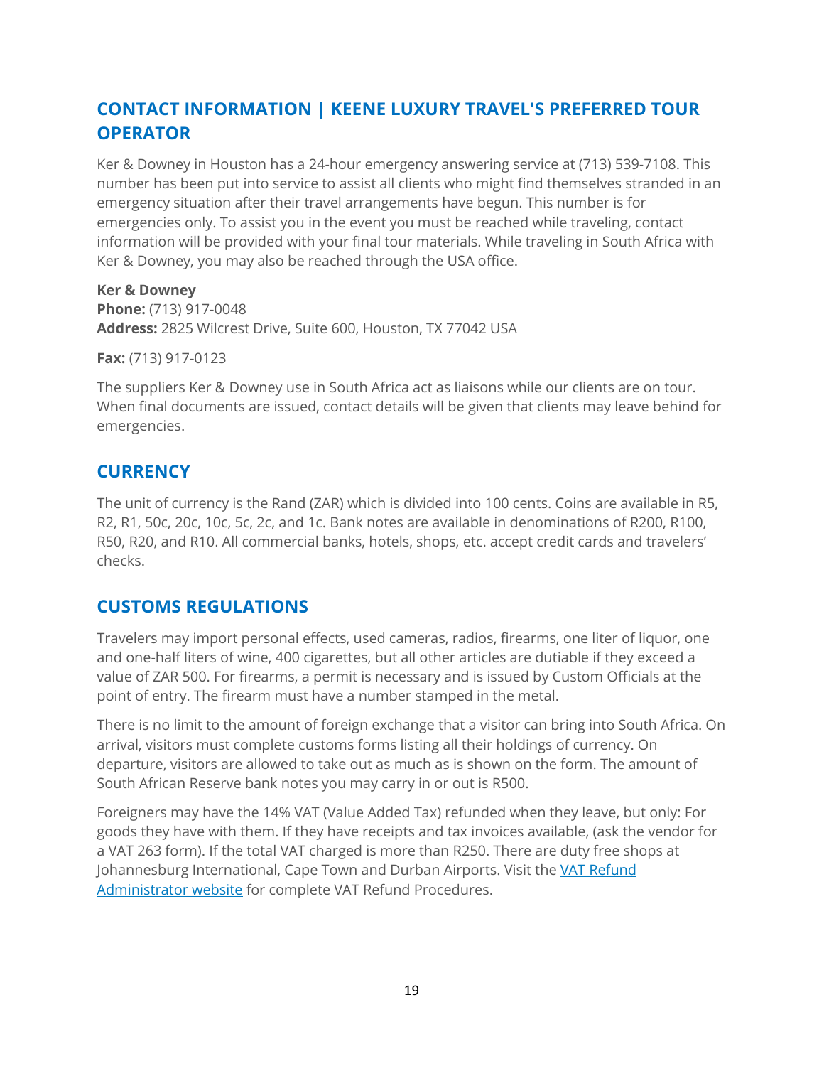## CONTACT INFORMATION | KEENE LUXURY TRAVEL'S PREFERRED TOUR OPERATOR

Ker & Downey in Houston has a 24-hour emergency answering service at (713) 539-7108. This number has been put into service to assist all clients who might find themselves stranded in an emergency situation after their travel arrangements have begun. This number is for emergencies only. To assist you in the event you must be reached while traveling, contact information will be provided with your final tour materials. While traveling in South Africa with Ker & Downey, you may also be reached through the USA office.

**Ker & Downey**
**Phone:** (713) 917-0048
**Address:** 2825 Wilcrest Drive, Suite 600, Houston, TX 77042 USA

**Fax:** (713) 917-0123

The suppliers Ker & Downey use in South Africa act as liaisons while our clients are on tour. When final documents are issued, contact details will be given that clients may leave behind for emergencies.

## CURRENCY

The unit of currency is the Rand (ZAR) which is divided into 100 cents. Coins are available in R5, R2, R1, 50c, 20c, 10c, 5c, 2c, and 1c. Bank notes are available in denominations of R200, R100, R50, R20, and R10. All commercial banks, hotels, shops, etc. accept credit cards and travelers' checks.

## CUSTOMS REGULATIONS

Travelers may import personal effects, used cameras, radios, firearms, one liter of liquor, one and one-half liters of wine, 400 cigarettes, but all other articles are dutiable if they exceed a value of ZAR 500. For firearms, a permit is necessary and is issued by Custom Officials at the point of entry. The firearm must have a number stamped in the metal.

There is no limit to the amount of foreign exchange that a visitor can bring into South Africa. On arrival, visitors must complete customs forms listing all their holdings of currency. On departure, visitors are allowed to take out as much as is shown on the form. The amount of South African Reserve bank notes you may carry in or out is R500.

Foreigners may have the 14% VAT (Value Added Tax) refunded when they leave, but only: For goods they have with them. If they have receipts and tax invoices available, (ask the vendor for a VAT 263 form). If the total VAT charged is more than R250. There are duty free shops at Johannesburg International, Cape Town and Durban Airports. Visit the VAT Refund Administrator website for complete VAT Refund Procedures.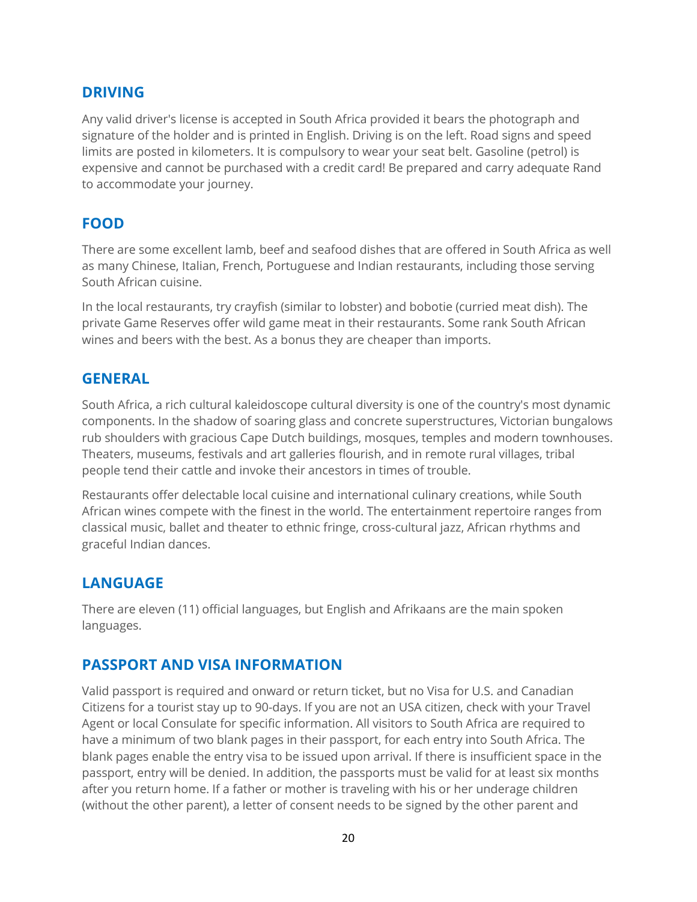## DRIVING

Any valid driver's license is accepted in South Africa provided it bears the photograph and signature of the holder and is printed in English. Driving is on the left. Road signs and speed limits are posted in kilometers. It is compulsory to wear your seat belt. Gasoline (petrol) is expensive and cannot be purchased with a credit card! Be prepared and carry adequate Rand to accommodate your journey.

## FOOD

There are some excellent lamb, beef and seafood dishes that are offered in South Africa as well as many Chinese, Italian, French, Portuguese and Indian restaurants, including those serving South African cuisine.

In the local restaurants, try crayfish (similar to lobster) and bobotie (curried meat dish). The private Game Reserves offer wild game meat in their restaurants. Some rank South African wines and beers with the best. As a bonus they are cheaper than imports.

## GENERAL

South Africa, a rich cultural kaleidoscope cultural diversity is one of the country's most dynamic components. In the shadow of soaring glass and concrete superstructures, Victorian bungalows rub shoulders with gracious Cape Dutch buildings, mosques, temples and modern townhouses. Theaters, museums, festivals and art galleries flourish, and in remote rural villages, tribal people tend their cattle and invoke their ancestors in times of trouble.

Restaurants offer delectable local cuisine and international culinary creations, while South African wines compete with the finest in the world. The entertainment repertoire ranges from classical music, ballet and theater to ethnic fringe, cross-cultural jazz, African rhythms and graceful Indian dances.

## LANGUAGE

There are eleven (11) official languages, but English and Afrikaans are the main spoken languages.

## PASSPORT AND VISA INFORMATION

Valid passport is required and onward or return ticket, but no Visa for U.S. and Canadian Citizens for a tourist stay up to 90-days. If you are not an USA citizen, check with your Travel Agent or local Consulate for specific information. All visitors to South Africa are required to have a minimum of two blank pages in their passport, for each entry into South Africa. The blank pages enable the entry visa to be issued upon arrival. If there is insufficient space in the passport, entry will be denied. In addition, the passports must be valid for at least six months after you return home. If a father or mother is traveling with his or her underage children (without the other parent), a letter of consent needs to be signed by the other parent and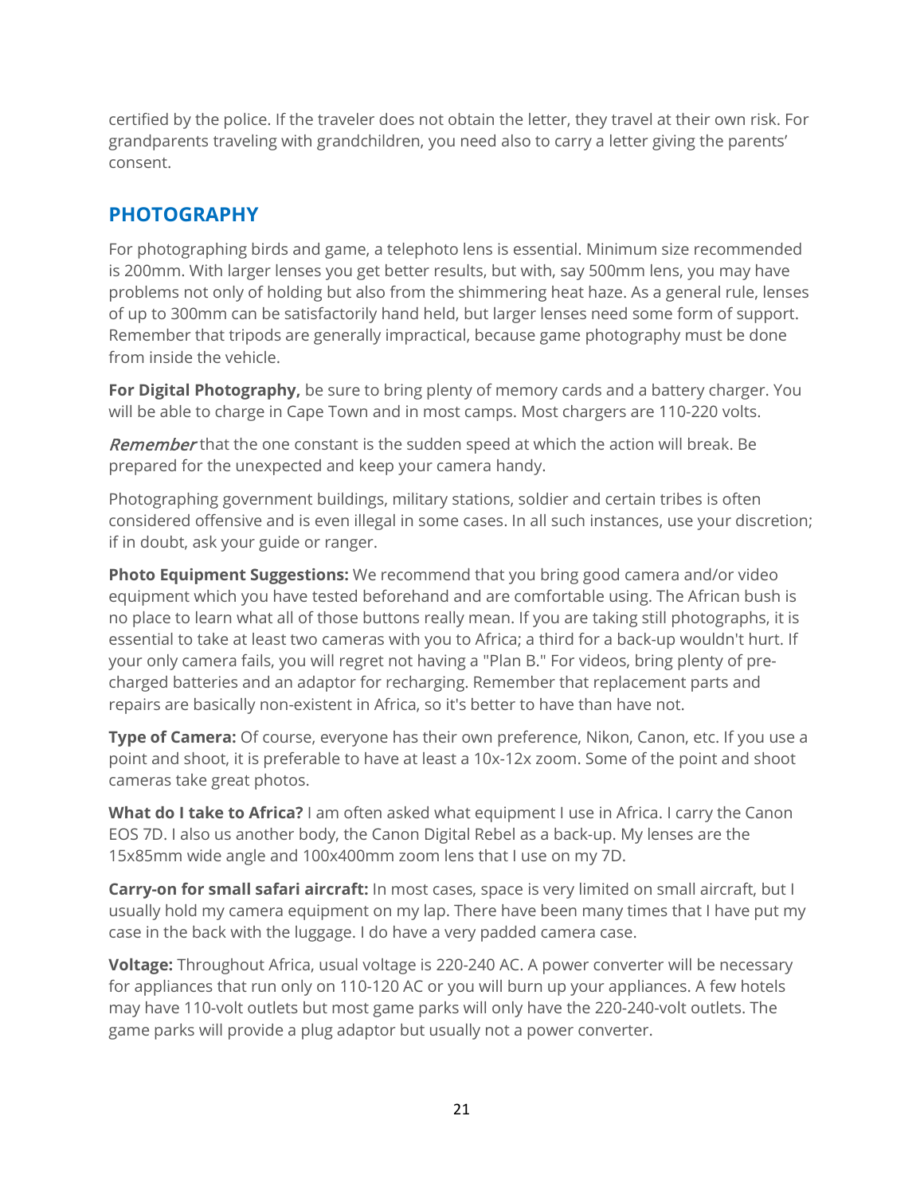certified by the police. If the traveler does not obtain the letter, they travel at their own risk. For grandparents traveling with grandchildren, you need also to carry a letter giving the parents' consent.

## PHOTOGRAPHY

For photographing birds and game, a telephoto lens is essential. Minimum size recommended is 200mm. With larger lenses you get better results, but with, say 500mm lens, you may have problems not only of holding but also from the shimmering heat haze. As a general rule, lenses of up to 300mm can be satisfactorily hand held, but larger lenses need some form of support. Remember that tripods are generally impractical, because game photography must be done from inside the vehicle.

**For Digital Photography,** be sure to bring plenty of memory cards and a battery charger. You will be able to charge in Cape Town and in most camps. Most chargers are 110-220 volts.

*Remember* that the one constant is the sudden speed at which the action will break. Be prepared for the unexpected and keep your camera handy.

Photographing government buildings, military stations, soldier and certain tribes is often considered offensive and is even illegal in some cases. In all such instances, use your discretion; if in doubt, ask your guide or ranger.

**Photo Equipment Suggestions:** We recommend that you bring good camera and/or video equipment which you have tested beforehand and are comfortable using. The African bush is no place to learn what all of those buttons really mean. If you are taking still photographs, it is essential to take at least two cameras with you to Africa; a third for a back-up wouldn't hurt. If your only camera fails, you will regret not having a "Plan B." For videos, bring plenty of pre-charged batteries and an adaptor for recharging. Remember that replacement parts and repairs are basically non-existent in Africa, so it's better to have than have not.

**Type of Camera:** Of course, everyone has their own preference, Nikon, Canon, etc. If you use a point and shoot, it is preferable to have at least a 10x-12x zoom. Some of the point and shoot cameras take great photos.

**What do I take to Africa?** I am often asked what equipment I use in Africa. I carry the Canon EOS 7D. I also us another body, the Canon Digital Rebel as a back-up. My lenses are the 15x85mm wide angle and 100x400mm zoom lens that I use on my 7D.

**Carry-on for small safari aircraft:** In most cases, space is very limited on small aircraft, but I usually hold my camera equipment on my lap. There have been many times that I have put my case in the back with the luggage. I do have a very padded camera case.

**Voltage:** Throughout Africa, usual voltage is 220-240 AC. A power converter will be necessary for appliances that run only on 110-120 AC or you will burn up your appliances. A few hotels may have 110-volt outlets but most game parks will only have the 220-240-volt outlets. The game parks will provide a plug adaptor but usually not a power converter.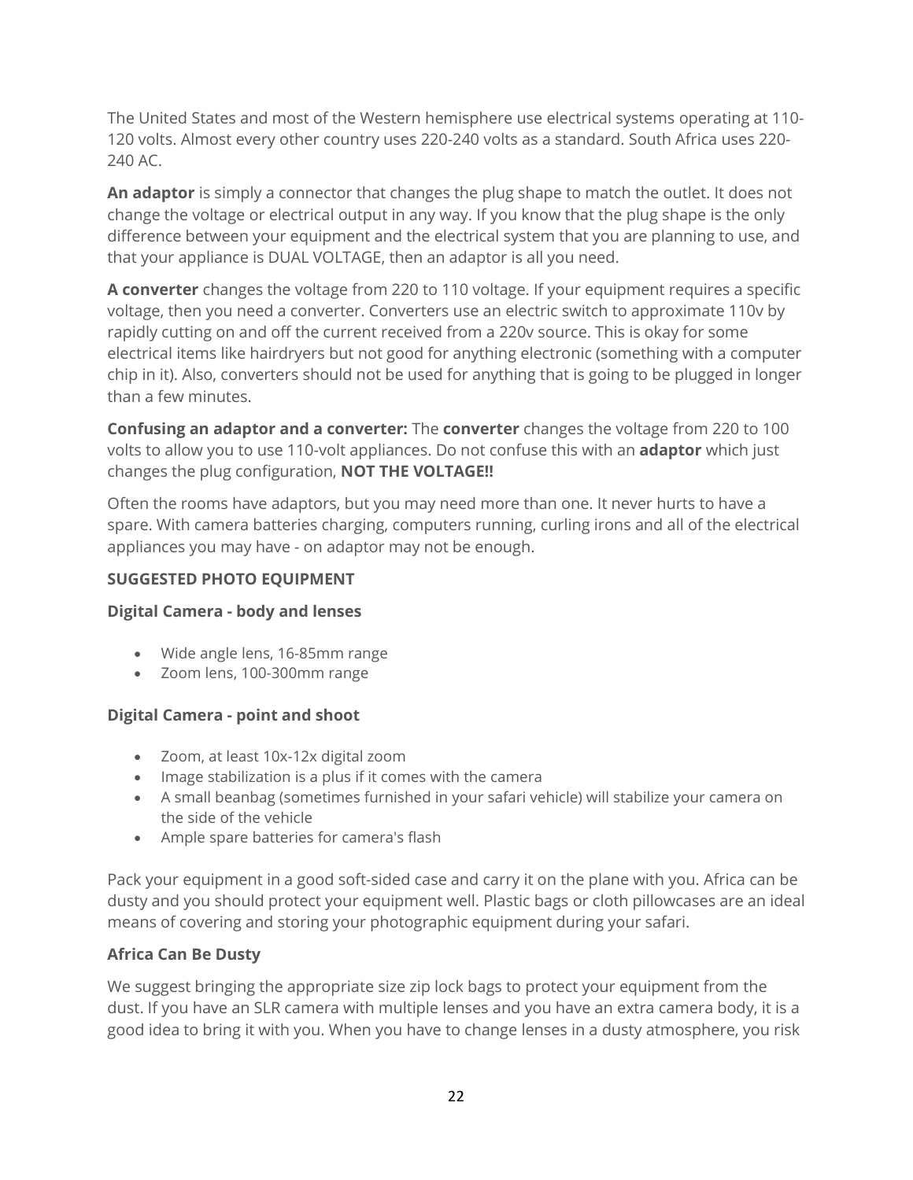The United States and most of the Western hemisphere use electrical systems operating at 110-120 volts. Almost every other country uses 220-240 volts as a standard. South Africa uses 220-240 AC.

**An adaptor** is simply a connector that changes the plug shape to match the outlet. It does not change the voltage or electrical output in any way. If you know that the plug shape is the only difference between your equipment and the electrical system that you are planning to use, and that your appliance is DUAL VOLTAGE, then an adaptor is all you need.

**A converter** changes the voltage from 220 to 110 voltage. If your equipment requires a specific voltage, then you need a converter. Converters use an electric switch to approximate 110v by rapidly cutting on and off the current received from a 220v source. This is okay for some electrical items like hairdryers but not good for anything electronic (something with a computer chip in it). Also, converters should not be used for anything that is going to be plugged in longer than a few minutes.

**Confusing an adaptor and a converter:** The **converter** changes the voltage from 220 to 100 volts to allow you to use 110-volt appliances. Do not confuse this with an **adaptor** which just changes the plug configuration, **NOT THE VOLTAGE!!**

Often the rooms have adaptors, but you may need more than one. It never hurts to have a spare. With camera batteries charging, computers running, curling irons and all of the electrical appliances you may have - on adaptor may not be enough.

**SUGGESTED PHOTO EQUIPMENT**

**Digital Camera - body and lenses**

- Wide angle lens, 16-85mm range
- Zoom lens, 100-300mm range

**Digital Camera - point and shoot**

- Zoom, at least 10x-12x digital zoom
- Image stabilization is a plus if it comes with the camera
- A small beanbag (sometimes furnished in your safari vehicle) will stabilize your camera on the side of the vehicle
- Ample spare batteries for camera's flash

Pack your equipment in a good soft-sided case and carry it on the plane with you. Africa can be dusty and you should protect your equipment well. Plastic bags or cloth pillowcases are an ideal means of covering and storing your photographic equipment during your safari.

**Africa Can Be Dusty**

We suggest bringing the appropriate size zip lock bags to protect your equipment from the dust. If you have an SLR camera with multiple lenses and you have an extra camera body, it is a good idea to bring it with you. When you have to change lenses in a dusty atmosphere, you risk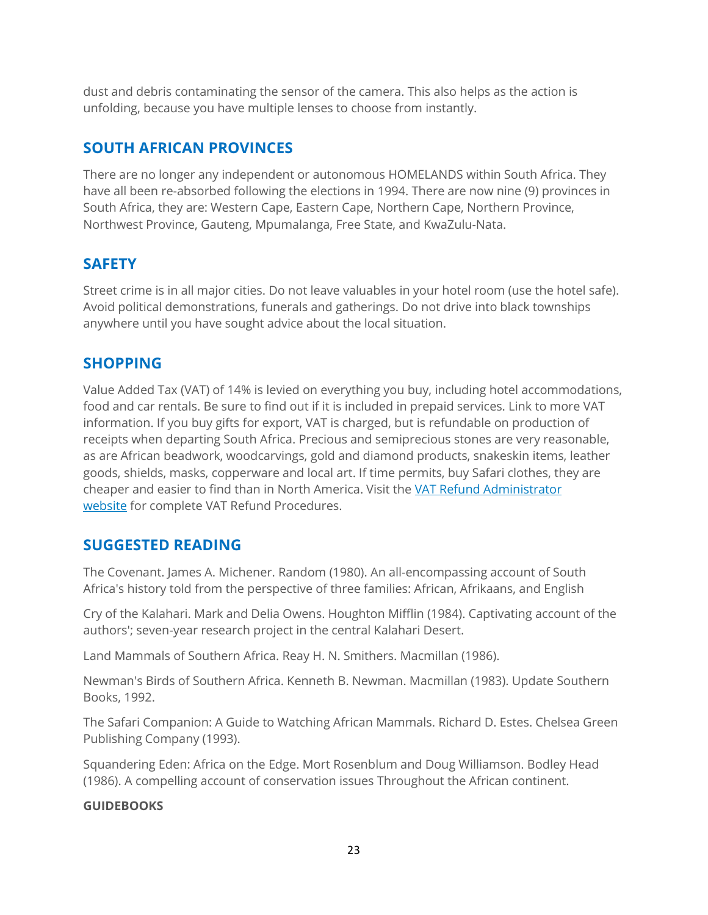dust and debris contaminating the sensor of the camera. This also helps as the action is unfolding, because you have multiple lenses to choose from instantly.

## SOUTH AFRICAN PROVINCES

There are no longer any independent or autonomous HOMELANDS within South Africa. They have all been re-absorbed following the elections in 1994. There are now nine (9) provinces in South Africa, they are: Western Cape, Eastern Cape, Northern Cape, Northern Province, Northwest Province, Gauteng, Mpumalanga, Free State, and KwaZulu-Nata.

## SAFETY

Street crime is in all major cities. Do not leave valuables in your hotel room (use the hotel safe). Avoid political demonstrations, funerals and gatherings. Do not drive into black townships anywhere until you have sought advice about the local situation.

## SHOPPING

Value Added Tax (VAT) of 14% is levied on everything you buy, including hotel accommodations, food and car rentals. Be sure to find out if it is included in prepaid services. Link to more VAT information. If you buy gifts for export, VAT is charged, but is refundable on production of receipts when departing South Africa. Precious and semiprecious stones are very reasonable, as are African beadwork, woodcarvings, gold and diamond products, snakeskin items, leather goods, shields, masks, copperware and local art. If time permits, buy Safari clothes, they are cheaper and easier to find than in North America. Visit the VAT Refund Administrator website for complete VAT Refund Procedures.

## SUGGESTED READING

The Covenant. James A. Michener. Random (1980). An all-encompassing account of South Africa's history told from the perspective of three families: African, Afrikaans, and English

Cry of the Kalahari. Mark and Delia Owens. Houghton Mifflin (1984). Captivating account of the authors'; seven-year research project in the central Kalahari Desert.

Land Mammals of Southern Africa. Reay H. N. Smithers. Macmillan (1986).

Newman's Birds of Southern Africa. Kenneth B. Newman. Macmillan (1983). Update Southern Books, 1992.

The Safari Companion: A Guide to Watching African Mammals. Richard D. Estes. Chelsea Green Publishing Company (1993).

Squandering Eden: Africa on the Edge. Mort Rosenblum and Doug Williamson. Bodley Head (1986). A compelling account of conservation issues Throughout the African continent.

**GUIDEBOOKS**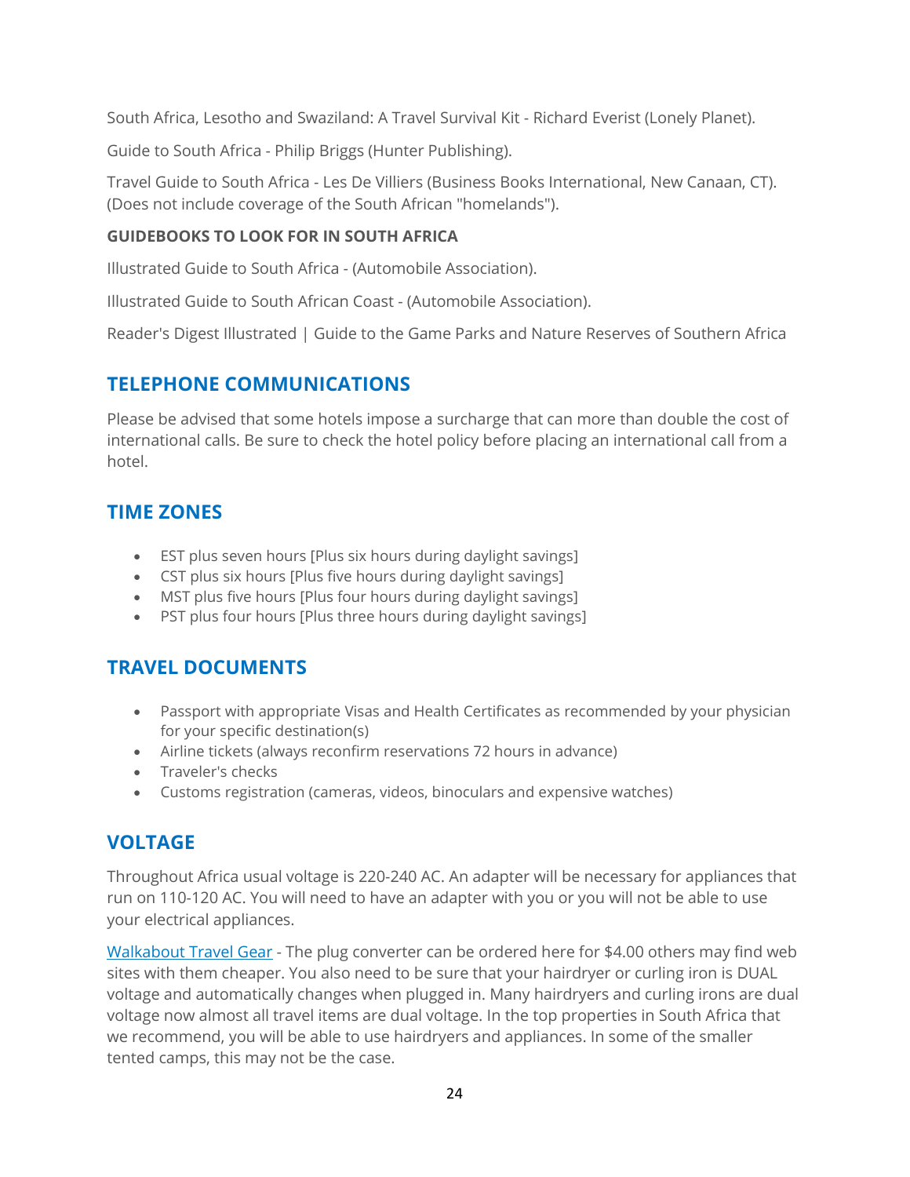South Africa, Lesotho and Swaziland: A Travel Survival Kit - Richard Everist (Lonely Planet).

Guide to South Africa - Philip Briggs (Hunter Publishing).

Travel Guide to South Africa - Les De Villiers (Business Books International, New Canaan, CT). (Does not include coverage of the South African "homelands").

**GUIDEBOOKS TO LOOK FOR IN SOUTH AFRICA**

Illustrated Guide to South Africa - (Automobile Association).

Illustrated Guide to South African Coast - (Automobile Association).

Reader's Digest Illustrated | Guide to the Game Parks and Nature Reserves of Southern Africa

## TELEPHONE COMMUNICATIONS

Please be advised that some hotels impose a surcharge that can more than double the cost of international calls. Be sure to check the hotel policy before placing an international call from a hotel.

## TIME ZONES

- EST plus seven hours [Plus six hours during daylight savings]
- CST plus six hours [Plus five hours during daylight savings]
- MST plus five hours [Plus four hours during daylight savings]
- PST plus four hours [Plus three hours during daylight savings]

## TRAVEL DOCUMENTS

- Passport with appropriate Visas and Health Certificates as recommended by your physician for your specific destination(s)
- Airline tickets (always reconfirm reservations 72 hours in advance)
- Traveler's checks
- Customs registration (cameras, videos, binoculars and expensive watches)

## VOLTAGE

Throughout Africa usual voltage is 220-240 AC. An adapter will be necessary for appliances that run on 110-120 AC. You will need to have an adapter with you or you will not be able to use your electrical appliances.

Walkabout Travel Gear - The plug converter can be ordered here for $4.00 others may find web sites with them cheaper. You also need to be sure that your hairdryer or curling iron is DUAL voltage and automatically changes when plugged in. Many hairdryers and curling irons are dual voltage now almost all travel items are dual voltage. In the top properties in South Africa that we recommend, you will be able to use hairdryers and appliances. In some of the smaller tented camps, this may not be the case.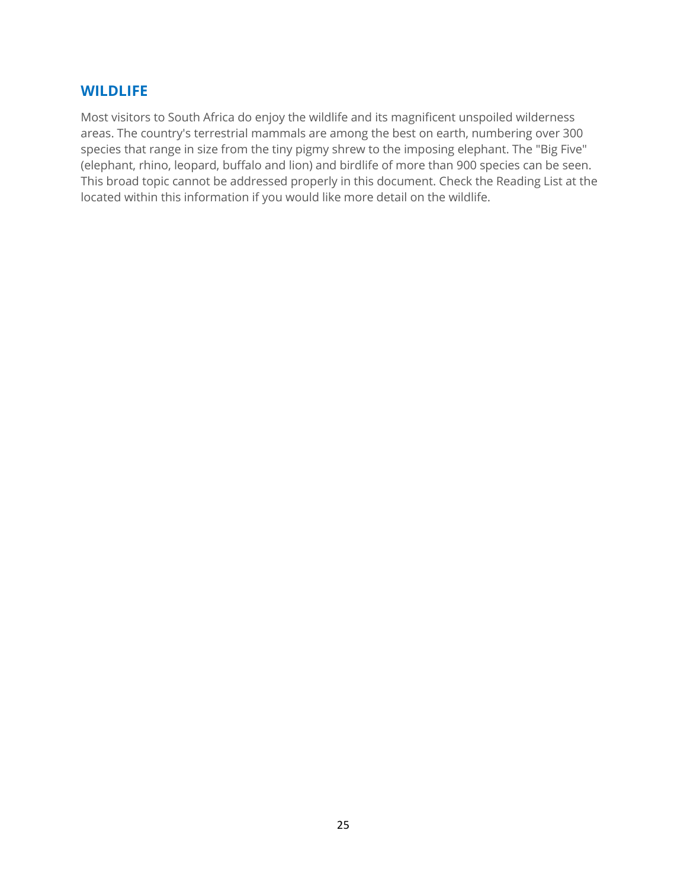## WILDLIFE

Most visitors to South Africa do enjoy the wildlife and its magnificent unspoiled wilderness areas. The country's terrestrial mammals are among the best on earth, numbering over 300 species that range in size from the tiny pigmy shrew to the imposing elephant. The "Big Five" (elephant, rhino, leopard, buffalo and lion) and birdlife of more than 900 species can be seen. This broad topic cannot be addressed properly in this document. Check the Reading List at the located within this information if you would like more detail on the wildlife.